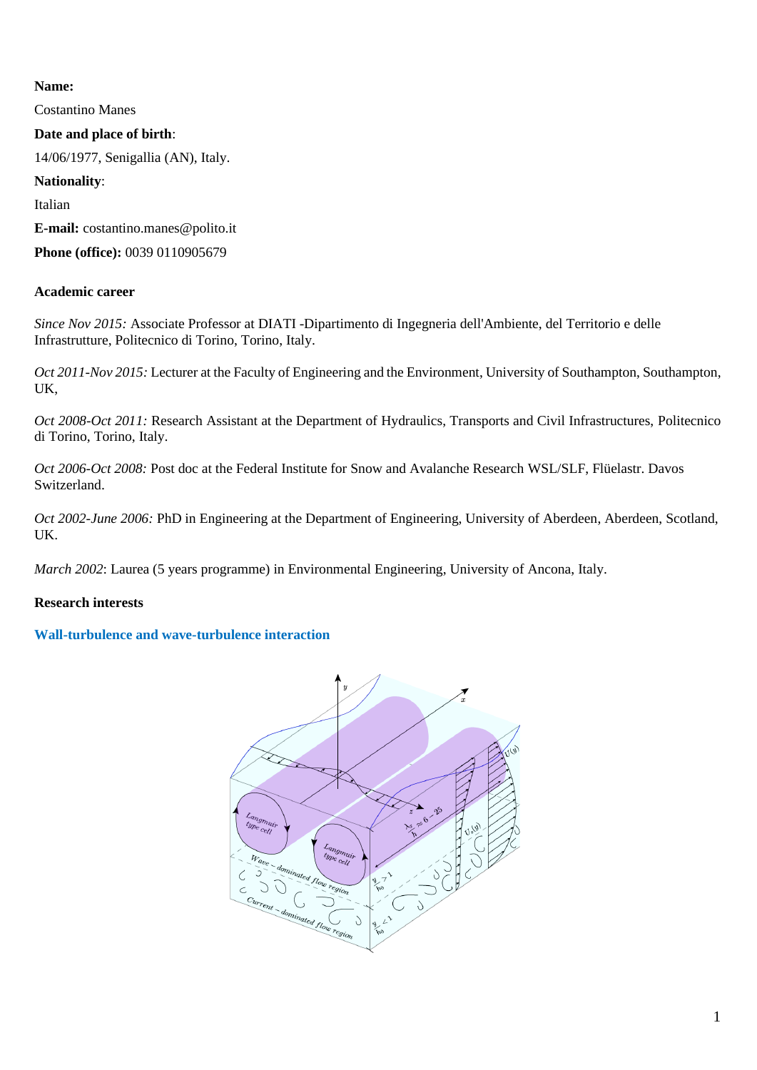**Name:**

Costantino Manes

**Date and place of birth**:

14/06/1977, Senigallia (AN), Italy.

**Nationality**:

Italian

**E-mail:** costantino.manes@polito.it

**Phone (office):** 0039 0110905679

**Academic career**

*Since Nov 2015:* Associate Professor at DIATI -Dipartimento di Ingegneria dell'Ambiente, del Territorio e delle Infrastrutture, Politecnico di Torino, Torino, Italy.

*Oct 2011-Nov 2015:* Lecturer at the Faculty of Engineering and the Environment, University of Southampton, Southampton, UK,

*Oct 2008-Oct 2011:* Research Assistant at the Department of Hydraulics, Transports and Civil Infrastructures, Politecnico di Torino, Torino, Italy.

*Oct 2006-Oct 2008:* Post doc at the Federal Institute for Snow and Avalanche Research WSL/SLF, Flüelastr. Davos Switzerland.

*Oct 2002-June 2006:* PhD in Engineering at the Department of Engineering, University of Aberdeen, Aberdeen, Scotland, UK.

*March 2002*: Laurea (5 years programme) in Environmental Engineering, University of Ancona, Italy.

**Research interests**

**Wall-turbulence and wave-turbulence interaction**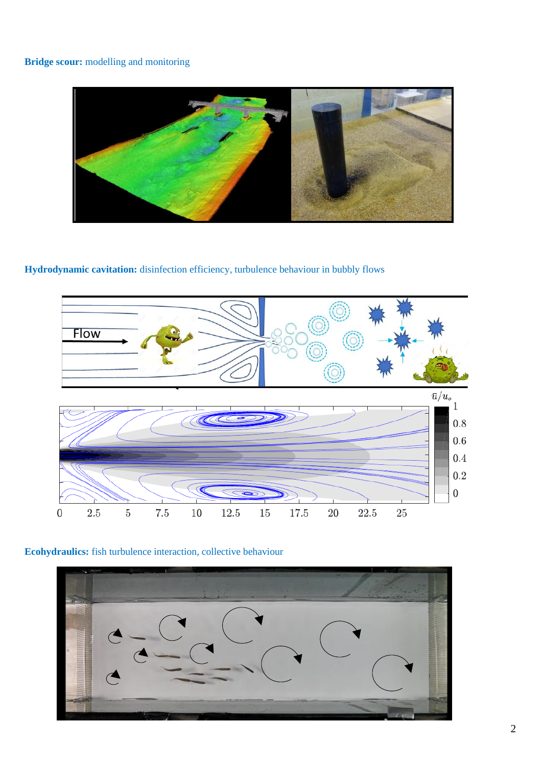**Bridge scour:** modelling and monitoring

**Hydrodynamic cavitation:** disinfection efficiency, turbulence behaviour in bubbly flows

**Ecohydraulics:** fish turbulence interaction, collective behaviour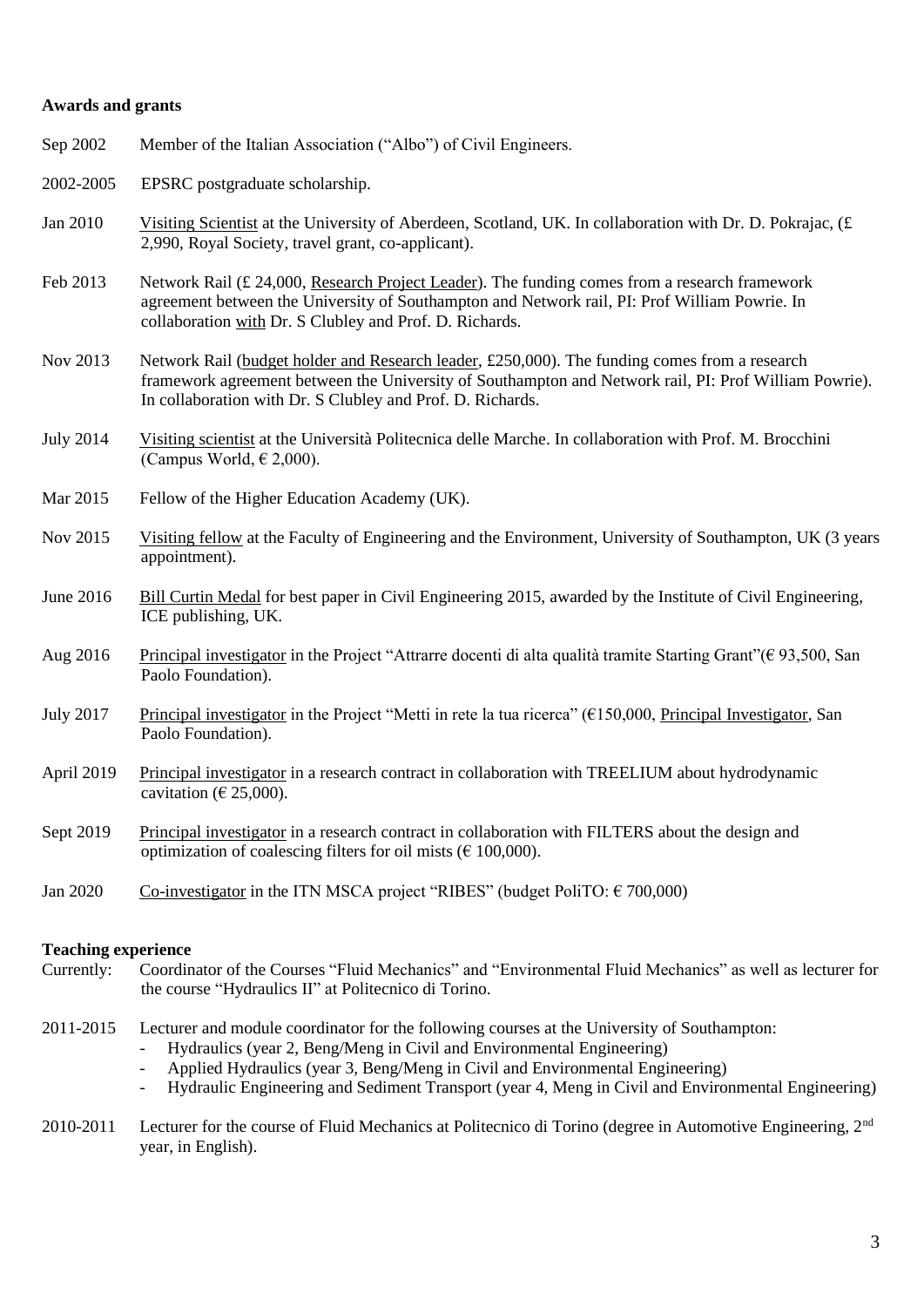**Awards and grants**

Sep 2002 Member of the Italian Association ("Albo") of Civil Engineers.

2002-2005 EPSRC postgraduate scholarship.

Jan 2010 Visiting Scientist at the University of Aberdeen, Scotland, UK. In collaboration with Dr. D. Pokrajac, (£ 2,990, Royal Society, travel grant, co-applicant).

Feb 2013 Network Rail (£ 24,000, Research Project Leader). The funding comes from a research framework agreement between the University of Southampton and Network rail, PI: Prof William Powrie. In collaboration with Dr. S Clubley and Prof. D. Richards.

Nov 2013 Network Rail (budget holder and Research leader, £250,000). The funding comes from a research framework agreement between the University of Southampton and Network rail, PI: Prof William Powrie). In collaboration with Dr. S Clubley and Prof. D. Richards.

July 2014 Visiting scientist at the Università Politecnica delle Marche. In collaboration with Prof. M. Brocchini (Campus World, € 2,000).

Mar 2015 Fellow of the Higher Education Academy (UK).

Nov 2015 Visiting fellow at the Faculty of Engineering and the Environment, University of Southampton, UK (3 years appointment).

June 2016 Bill Curtin Medal for best paper in Civil Engineering 2015, awarded by the Institute of Civil Engineering, ICE publishing, UK.

Aug 2016 Principal investigator in the Project "Attrarre docenti di alta qualità tramite Starting Grant"(€ 93,500, San Paolo Foundation).

July 2017 Principal investigator in the Project "Metti in rete la tua ricerca" (€150,000, Principal Investigator, San Paolo Foundation).

April 2019 Principal investigator in a research contract in collaboration with TREELIUM about hydrodynamic cavitation (€ 25,000).

Sept 2019 Principal investigator in a research contract in collaboration with FILTERS about the design and optimization of coalescing filters for oil mists (€ 100,000).

Jan 2020 Co-investigator in the ITN MSCA project "RIBES" (budget PoliTO: € 700,000)

**Teaching experience**

Currently: Coordinator of the Courses "Fluid Mechanics" and "Environmental Fluid Mechanics" as well as lecturer for the course "Hydraulics II" at Politecnico di Torino.

2011-2015 Lecturer and module coordinator for the following courses at the University of Southampton:

- Hydraulics (year 2, Beng/Meng in Civil and Environmental Engineering)
- Applied Hydraulics (year 3, Beng/Meng in Civil and Environmental Engineering)
- Hydraulic Engineering and Sediment Transport (year 4, Meng in Civil and Environmental Engineering)

2010-2011 Lecturer for the course of Fluid Mechanics at Politecnico di Torino (degree in Automotive Engineering, 2nd year, in English).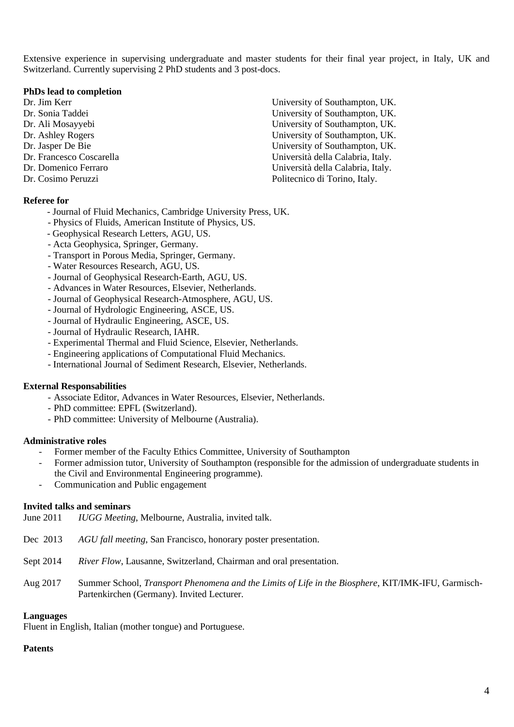Extensive experience in supervising undergraduate and master students for their final year project, in Italy, UK and Switzerland. Currently supervising 2 PhD students and 3 post-docs.

**PhDs lead to completion**

| | |
|---|---|
| Dr. Jim Kerr | University of Southampton, UK. |
| Dr. Sonia Taddei | University of Southampton, UK. |
| Dr. Ali Mosayyebi | University of Southampton, UK. |
| Dr. Ashley Rogers | University of Southampton, UK. |
| Dr. Jasper De Bie | University of Southampton, UK. |
| Dr. Francesco Coscarella | Università della Calabria, Italy. |
| Dr. Domenico Ferraro | Università della Calabria, Italy. |
| Dr. Cosimo Peruzzi | Politecnico di Torino, Italy. |

**Referee for**

- Journal of Fluid Mechanics, Cambridge University Press, UK.
- Physics of Fluids, American Institute of Physics, US.
- Geophysical Research Letters, AGU, US.
- Acta Geophysica, Springer, Germany.
- Transport in Porous Media, Springer, Germany.
- Water Resources Research, AGU, US.
- Journal of Geophysical Research-Earth, AGU, US.
- Advances in Water Resources, Elsevier, Netherlands.
- Journal of Geophysical Research-Atmosphere, AGU, US.
- Journal of Hydrologic Engineering, ASCE, US.
- Journal of Hydraulic Engineering, ASCE, US.
- Journal of Hydraulic Research, IAHR.
- Experimental Thermal and Fluid Science, Elsevier, Netherlands.
- Engineering applications of Computational Fluid Mechanics.
- International Journal of Sediment Research, Elsevier, Netherlands.

**External Responsabilities**

- Associate Editor, Advances in Water Resources, Elsevier, Netherlands.
- PhD committee: EPFL (Switzerland).
- PhD committee: University of Melbourne (Australia).

**Administrative roles**

- Former member of the Faculty Ethics Committee, University of Southampton
- Former admission tutor, University of Southampton (responsible for the admission of undergraduate students in the Civil and Environmental Engineering programme).
- Communication and Public engagement

**Invited talks and seminars**

| | |
|---|---|
| June 2011 | *IUGG Meeting*, Melbourne, Australia, invited talk. |
| Dec 2013 | *AGU fall meeting*, San Francisco, honorary poster presentation. |
| Sept 2014 | *River Flow*, Lausanne, Switzerland, Chairman and oral presentation. |
| Aug 2017 | Summer School, *Transport Phenomena and the Limits of Life in the Biosphere*, KIT/IMK-IFU, Garmisch-Partenkirchen (Germany). Invited Lecturer. |

**Languages**

Fluent in English, Italian (mother tongue) and Portuguese.

**Patents**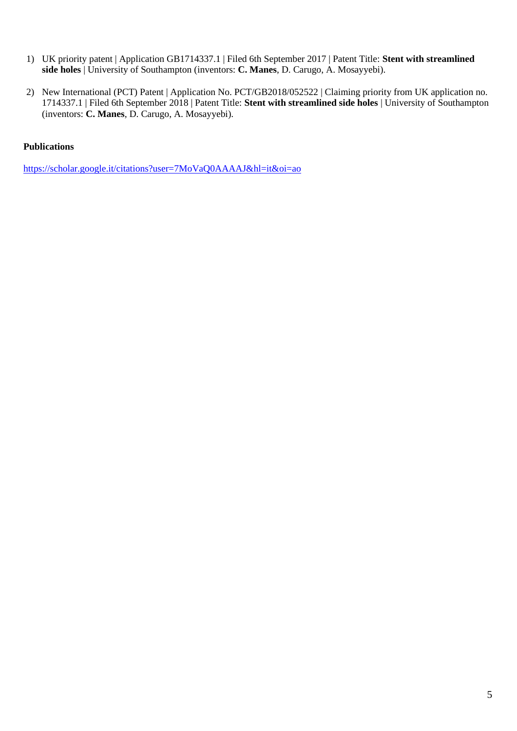1) UK priority patent | Application GB1714337.1 | Filed 6th September 2017 | Patent Title: **Stent with streamlined side holes** | University of Southampton (inventors: **C. Manes**, D. Carugo, A. Mosayyebi).

2) New International (PCT) Patent | Application No. PCT/GB2018/052522 | Claiming priority from UK application no. 1714337.1 | Filed 6th September 2018 | Patent Title: **Stent with streamlined side holes** | University of Southampton (inventors: **C. Manes**, D. Carugo, A. Mosayyebi).

**Publications**

[https://scholar.google.it/citations?user=7MoVaQ0AAAAJ&hl=it&oi=ao](https://scholar.google.it/citations?user=7MoVaQ0AAAAJ&hl=it&oi=ao)